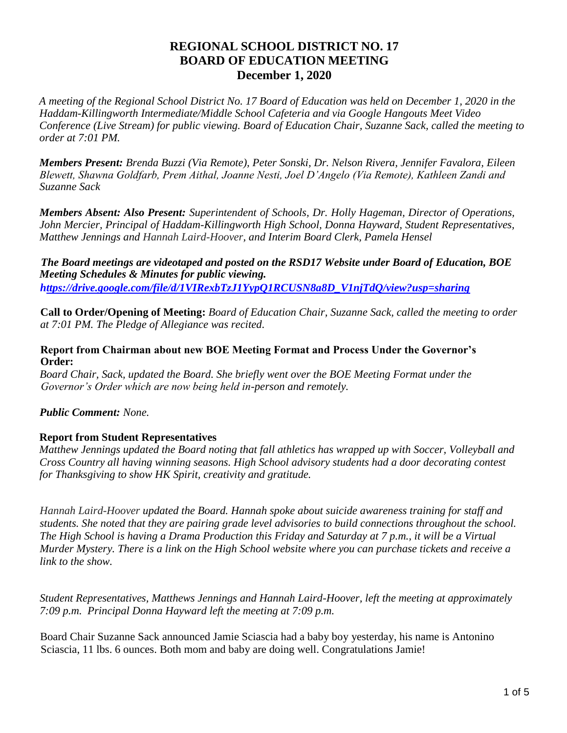# REGIONAL SCHOOL DISTRICT NO. 17
# BOARD OF EDUCATION MEETING
# December 1, 2020

*A meeting of the Regional School District No. 17 Board of Education was held on December 1, 2020 in the Haddam-Killingworth Intermediate/Middle School Cafeteria and via Google Hangouts Meet Video Conference (Live Stream) for public viewing. Board of Education Chair, Suzanne Sack, called the meeting to order at 7:01 PM.*

***Members Present:** Brenda Buzzi (Via Remote), Peter Sonski, Dr. Nelson Rivera, Jennifer Favalora, Eileen Blewett, Shawna Goldfarb, Prem Aithal, Joanne Nesti, Joel D'Angelo (Via Remote), Kathleen Zandi and Suzanne Sack*

***Members Absent: Also Present:** Superintendent of Schools, Dr. Holly Hageman, Director of Operations, John Mercier, Principal of Haddam-Killingworth High School, Donna Hayward, Student Representatives, Matthew Jennings and Hannah Laird-Hoover, and Interim Board Clerk, Pamela Hensel*

***The Board meetings are videotaped and posted on the RSD17 Website under Board of Education, BOE Meeting Schedules & Minutes for public viewing.***
*https://drive.google.com/file/d/1VIRexbTzJ1YypQ1RCUSN8a8D_V1njTdQ/view?usp=sharing*

**Call to Order/Opening of Meeting:** *Board of Education Chair, Suzanne Sack, called the meeting to order at 7:01 PM. The Pledge of Allegiance was recited.*

**Report from Chairman about new BOE Meeting Format and Process Under the Governor's Order:**
*Board Chair, Sack, updated the Board. She briefly went over the BOE Meeting Format under the Governor's Order which are now being held in-person and remotely.*

***Public Comment:** None.*

**Report from Student Representatives**
*Matthew Jennings updated the Board noting that fall athletics has wrapped up with Soccer, Volleyball and Cross Country all having winning seasons. High School advisory students had a door decorating contest for Thanksgiving to show HK Spirit, creativity and gratitude.*

*Hannah Laird-Hoover updated the Board. Hannah spoke about suicide awareness training for staff and students. She noted that they are pairing grade level advisories to build connections throughout the school. The High School is having a Drama Production this Friday and Saturday at 7 p.m., it will be a Virtual Murder Mystery. There is a link on the High School website where you can purchase tickets and receive a link to the show.*

*Student Representatives, Matthews Jennings and Hannah Laird-Hoover, left the meeting at approximately 7:09 p.m. Principal Donna Hayward left the meeting at 7:09 p.m.*

Board Chair Suzanne Sack announced Jamie Sciascia had a baby boy yesterday, his name is Antonino Sciascia, 11 lbs. 6 ounces. Both mom and baby are doing well. Congratulations Jamie!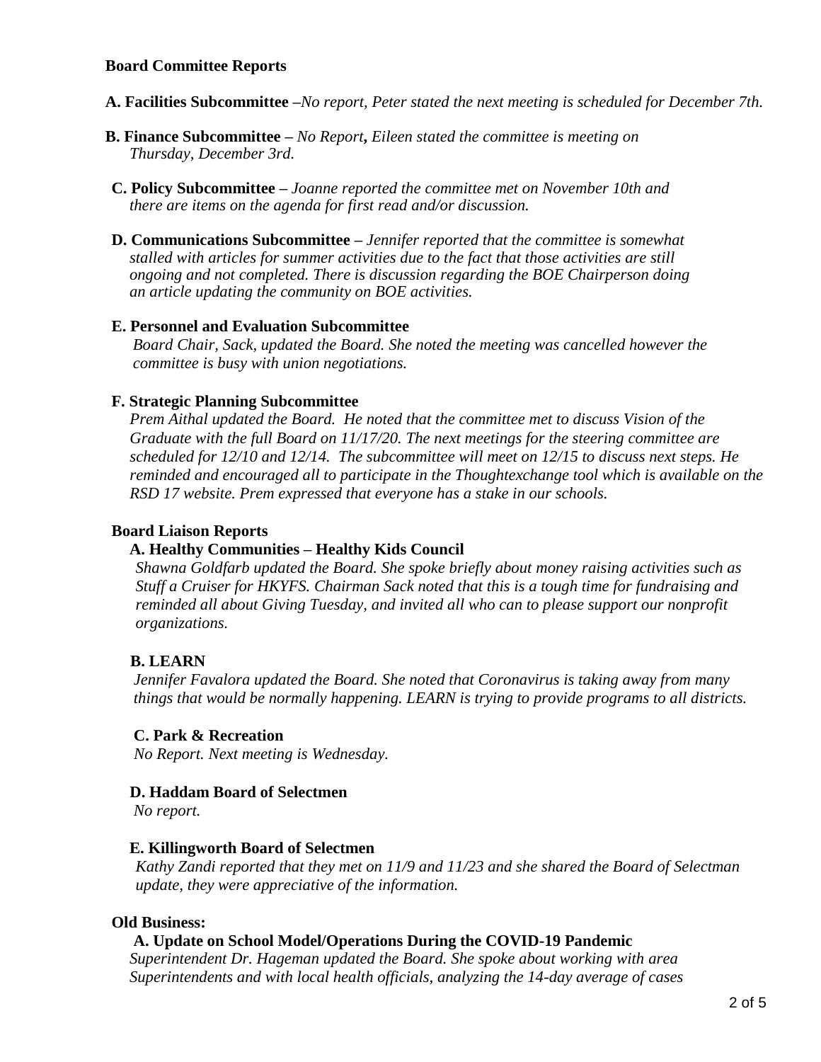**Board Committee Reports**

**A. Facilities Subcommittee** –*No report, Peter stated the next meeting is scheduled for December 7th.*

**B. Finance Subcommittee** – *No Report***,** *Eileen stated the committee is meeting on Thursday, December 3rd.*

**C. Policy Subcommittee** – *Joanne reported the committee met on November 10th and there are items on the agenda for first read and/or discussion.*

**D. Communications Subcommittee** – *Jennifer reported that the committee is somewhat stalled with articles for summer activities due to the fact that those activities are still ongoing and not completed. There is discussion regarding the BOE Chairperson doing an article updating the community on BOE activities.*

**E. Personnel and Evaluation Subcommittee**

*Board Chair, Sack, updated the Board. She noted the meeting was cancelled however the committee is busy with union negotiations.*

**F. Strategic Planning Subcommittee**

*Prem Aithal updated the Board. He noted that the committee met to discuss Vision of the Graduate with the full Board on 11/17/20. The next meetings for the steering committee are scheduled for 12/10 and 12/14. The subcommittee will meet on 12/15 to discuss next steps. He reminded and encouraged all to participate in the Thoughtexchange tool which is available on the RSD 17 website. Prem expressed that everyone has a stake in our schools.*

**Board Liaison Reports**

**A. Healthy Communities – Healthy Kids Council**

*Shawna Goldfarb updated the Board. She spoke briefly about money raising activities such as Stuff a Cruiser for HKYFS. Chairman Sack noted that this is a tough time for fundraising and reminded all about Giving Tuesday, and invited all who can to please support our nonprofit organizations.*

**B. LEARN**

*Jennifer Favalora updated the Board. She noted that Coronavirus is taking away from many things that would be normally happening. LEARN is trying to provide programs to all districts.*

**C. Park & Recreation**

*No Report. Next meeting is Wednesday.*

**D. Haddam Board of Selectmen**

*No report.*

**E. Killingworth Board of Selectmen**

*Kathy Zandi reported that they met on 11/9 and 11/23 and she shared the Board of Selectman update, they were appreciative of the information.*

**Old Business:**

**A. Update on School Model/Operations During the COVID-19 Pandemic**

*Superintendent Dr. Hageman updated the Board. She spoke about working with area Superintendents and with local health officials, analyzing the 14-day average of cases*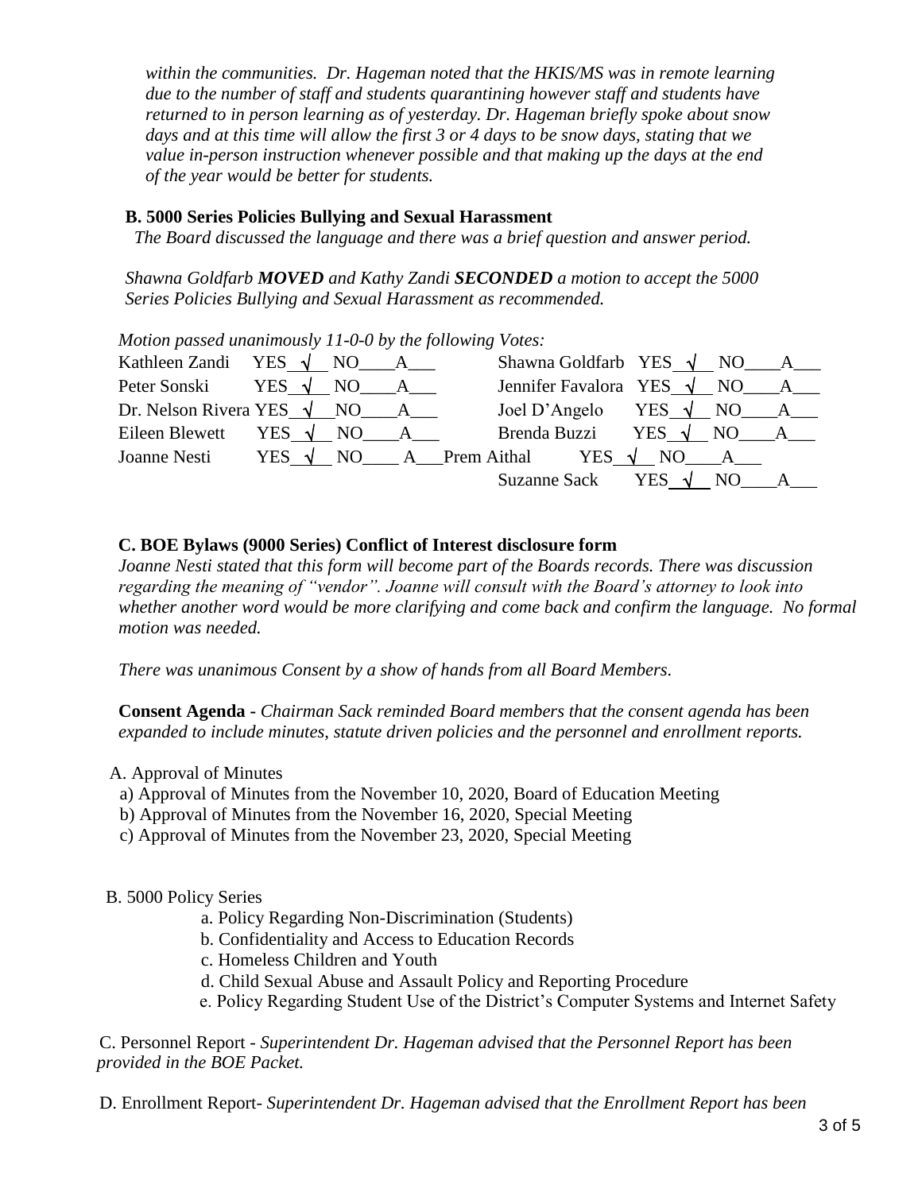*within the communities. Dr. Hageman noted that the HKIS/MS was in remote learning due to the number of staff and students quarantining however staff and students have returned to in person learning as of yesterday. Dr. Hageman briefly spoke about snow days and at this time will allow the first 3 or 4 days to be snow days, stating that we value in-person instruction whenever possible and that making up the days at the end of the year would be better for students.*

**B. 5000 Series Policies Bullying and Sexual Harassment**

*The Board discussed the language and there was a brief question and answer period.*

*Shawna Goldfarb **MOVED** and Kathy Zandi **SECONDED** a motion to accept the 5000 Series Policies Bullying and Sexual Harassment as recommended.*

*Motion passed unanimously 11-0-0 by the following Votes:*

| Member | Vote | Member | Vote |
|---|---|---|---|
| Kathleen Zandi | YES √ NO\_\_\_\_ A\_\_\_ | Shawna Goldfarb | YES √ NO\_\_\_\_ A\_\_\_ |
| Peter Sonski | YES √ NO\_\_\_\_ A\_\_\_ | Jennifer Favalora | YES √ NO\_\_\_\_ A\_\_\_ |
| Dr. Nelson Rivera | YES √ NO\_\_\_\_ A\_\_\_ | Joel D'Angelo | YES √ NO\_\_\_\_ A\_\_\_ |
| Eileen Blewett | YES √ NO\_\_\_\_ A\_\_\_ | Brenda Buzzi | YES √ NO\_\_\_\_ A\_\_\_ |
| Joanne Nesti | YES √ NO\_\_\_\_ A\_\_\_ | Prem Aithal | YES √ NO\_\_\_\_ A\_\_\_ |
| | | Suzanne Sack | YES √ NO\_\_\_\_ A\_\_\_ |

**C. BOE Bylaws (9000 Series) Conflict of Interest disclosure form**

*Joanne Nesti stated that this form will become part of the Boards records. There was discussion regarding the meaning of "vendor". Joanne will consult with the Board's attorney to look into whether another word would be more clarifying and come back and confirm the language. No formal motion was needed.*

*There was unanimous Consent by a show of hands from all Board Members.*

**Consent Agenda -** *Chairman Sack reminded Board members that the consent agenda has been expanded to include minutes, statute driven policies and the personnel and enrollment reports.*

A. Approval of Minutes

a) Approval of Minutes from the November 10, 2020, Board of Education Meeting
b) Approval of Minutes from the November 16, 2020, Special Meeting
c) Approval of Minutes from the November 23, 2020, Special Meeting

B. 5000 Policy Series

a. Policy Regarding Non-Discrimination (Students)
b. Confidentiality and Access to Education Records
c. Homeless Children and Youth
d. Child Sexual Abuse and Assault Policy and Reporting Procedure
e. Policy Regarding Student Use of the District's Computer Systems and Internet Safety

C. Personnel Report - *Superintendent Dr. Hageman advised that the Personnel Report has been provided in the BOE Packet.*

D. Enrollment Report- *Superintendent Dr. Hageman advised that the Enrollment Report has been*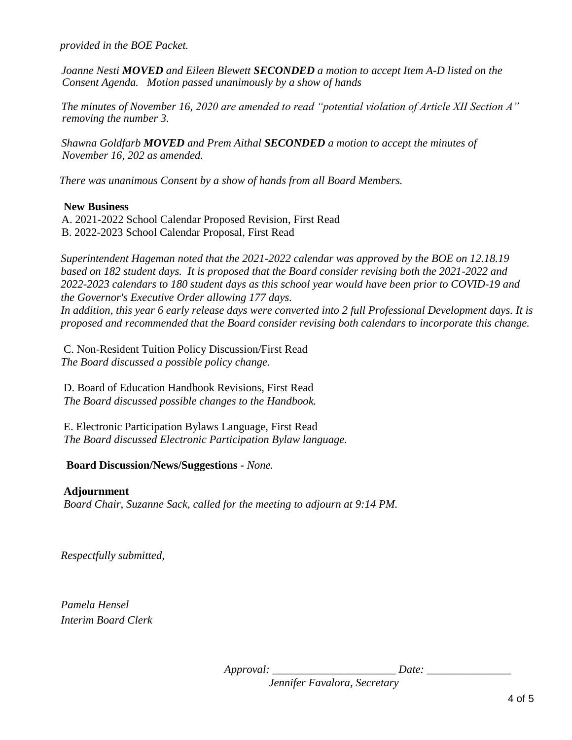*provided in the BOE Packet.*

*Joanne Nesti **MOVED** and Eileen Blewett **SECONDED** a motion to accept Item A-D listed on the Consent Agenda. Motion passed unanimously by a show of hands*

*The minutes of November 16, 2020 are amended to read "potential violation of Article XII Section A" removing the number 3.*

*Shawna Goldfarb **MOVED** and Prem Aithal **SECONDED** a motion to accept the minutes of November 16, 202 as amended.*

*There was unanimous Consent by a show of hands from all Board Members.*

**New Business**

A. 2021-2022 School Calendar Proposed Revision, First Read
B. 2022-2023 School Calendar Proposal, First Read

*Superintendent Hageman noted that the 2021-2022 calendar was approved by the BOE on 12.18.19 based on 182 student days. It is proposed that the Board consider revising both the 2021-2022 and 2022-2023 calendars to 180 student days as this school year would have been prior to COVID-19 and the Governor's Executive Order allowing 177 days.*
*In addition, this year 6 early release days were converted into 2 full Professional Development days. It is proposed and recommended that the Board consider revising both calendars to incorporate this change.*

C. Non-Resident Tuition Policy Discussion/First Read
*The Board discussed a possible policy change.*

D. Board of Education Handbook Revisions, First Read
*The Board discussed possible changes to the Handbook.*

E. Electronic Participation Bylaws Language, First Read
*The Board discussed Electronic Participation Bylaw language.*

**Board Discussion/News/Suggestions -** *None.*

**Adjournment**

*Board Chair, Suzanne Sack, called for the meeting to adjourn at 9:14 PM.*

*Respectfully submitted,*

*Pamela Hensel*
*Interim Board Clerk*

*Approval:* ______________________ *Date:* _______________
*Jennifer Favalora, Secretary*